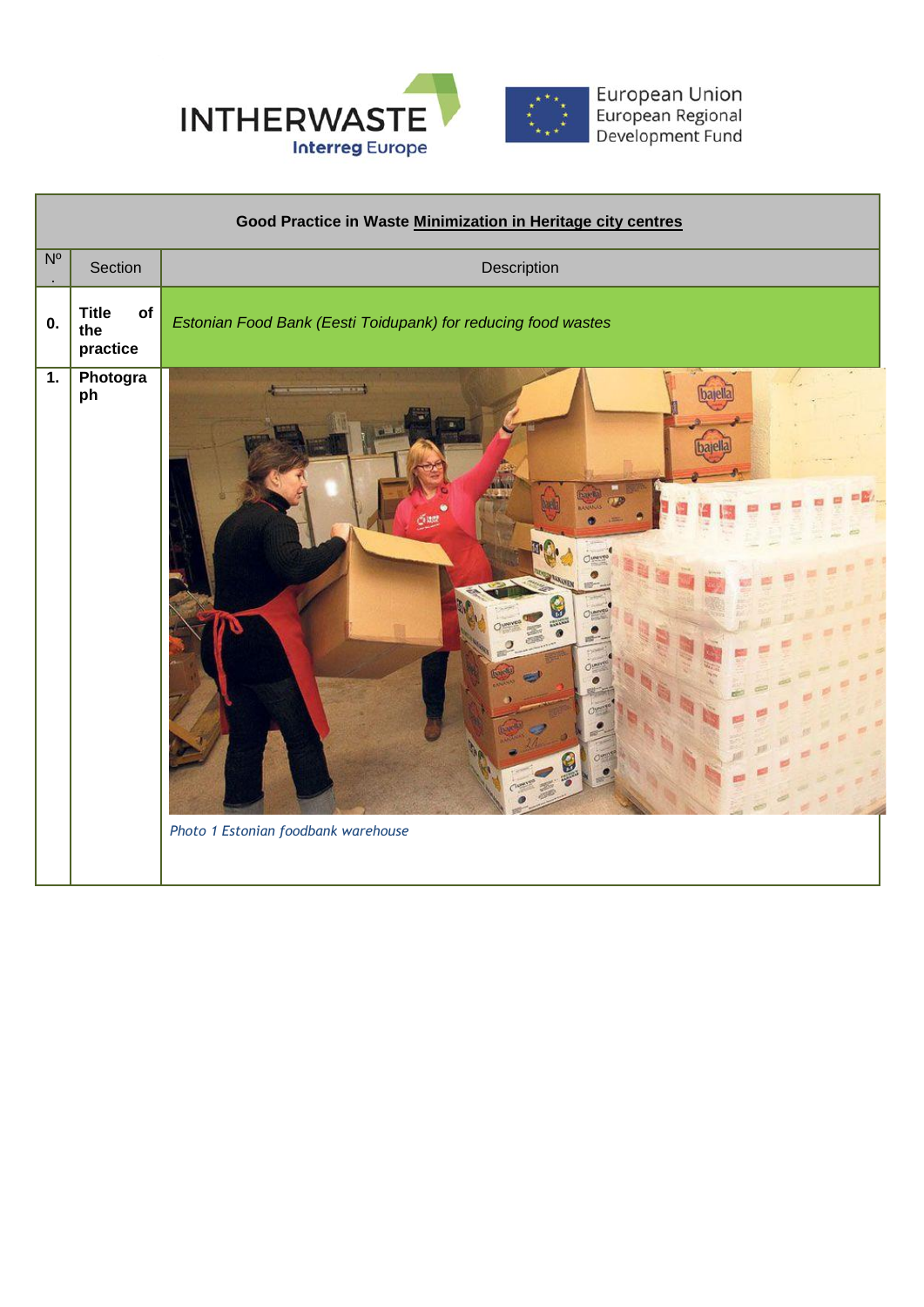| Good Practice in Waste Minimization in Heritage city centres | | |
|---|---|---|
| Nº. | Section | Description |
| **0.** | **Title of the practice** | *Estonian Food Bank (Eesti Toidupank) for reducing food wastes* |
| **1.** | **Photograph** | *Photo 1 Estonian foodbank warehouse* |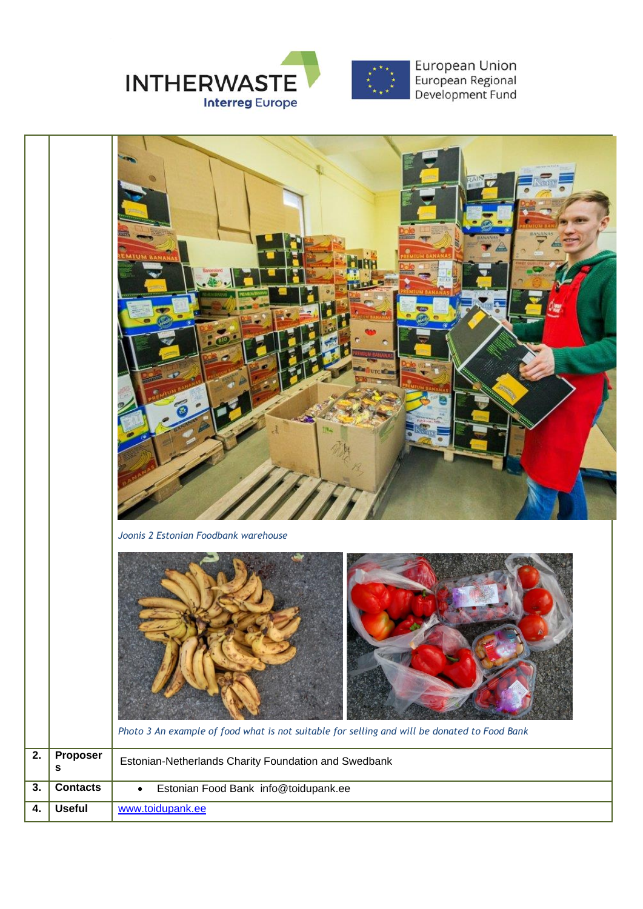*Joonis 2 Estonian Foodbank warehouse*

*Photo 3 An example of food what is not suitable for selling and will be donated to Food Bank*

| | | |
|---|---|---|
| 2. | **Proposers** | Estonian-Netherlands Charity Foundation and Swedbank |
| 3. | **Contacts** | • Estonian Food Bank info@toidupank.ee |
| 4. | **Useful** | [www.toidupank.ee](http://www.toidupank.ee) |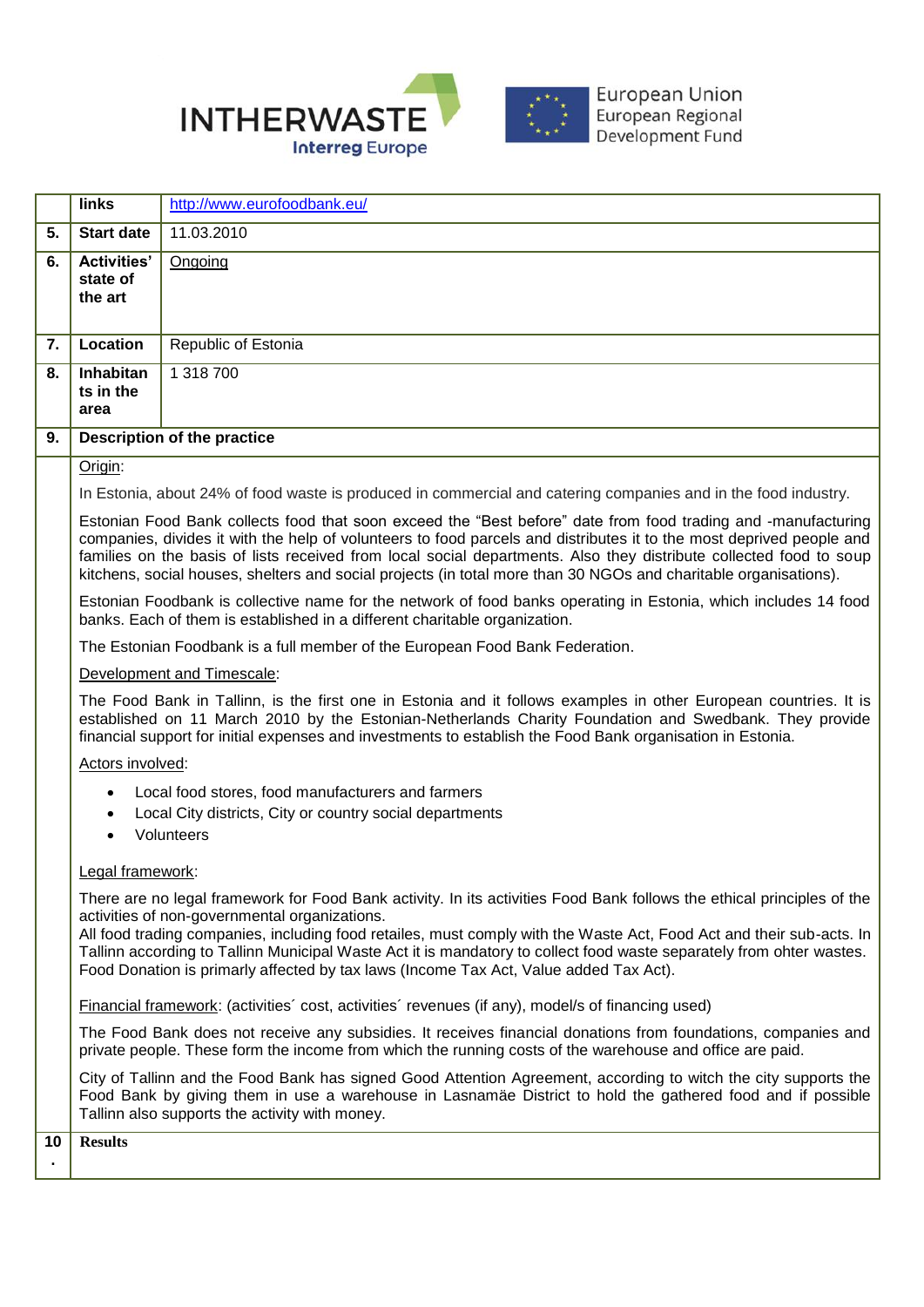| | links | http://www.eurofoodbank.eu/ |
|---|---|---|
| 5. | Start date | 11.03.2010 |
| 6. | Activities' state of the art | Ongoing |
| 7. | Location | Republic of Estonia |
| 8. | Inhabitants in the area | 1 318 700 |

**9. Description of the practice**

Origin:

In Estonia, about 24% of food waste is produced in commercial and catering companies and in the food industry.

Estonian Food Bank collects food that soon exceed the "Best before" date from food trading and -manufacturing companies, divides it with the help of volunteers to food parcels and distributes it to the most deprived people and families on the basis of lists received from local social departments. Also they distribute collected food to soup kitchens, social houses, shelters and social projects (in total more than 30 NGOs and charitable organisations).

Estonian Foodbank is collective name for the network of food banks operating in Estonia, which includes 14 food banks. Each of them is established in a different charitable organization.

The Estonian Foodbank is a full member of the European Food Bank Federation.

Development and Timescale:

The Food Bank in Tallinn, is the first one in Estonia and it follows examples in other European countries. It is established on 11 March 2010 by the Estonian-Netherlands Charity Foundation and Swedbank. They provide financial support for initial expenses and investments to establish the Food Bank organisation in Estonia.

Actors involved:

- Local food stores, food manufacturers and farmers
- Local City districts, City or country social departments
- Volunteers

Legal framework:

There are no legal framework for Food Bank activity. In its activities Food Bank follows the ethical principles of the activities of non-governmental organizations.
All food trading companies, including food retailes, must comply with the Waste Act, Food Act and their sub-acts. In Tallinn according to Tallinn Municipal Waste Act it is mandatory to collect food waste separately from ohter wastes. Food Donation is primarly affected by tax laws (Income Tax Act, Value added Tax Act).

Financial framework: (activities´ cost, activities´ revenues (if any), model/s of financing used)

The Food Bank does not receive any subsidies. It receives financial donations from foundations, companies and private people. These form the income from which the running costs of the warehouse and office are paid.

City of Tallinn and the Food Bank has signed Good Attention Agreement, according to witch the city supports the Food Bank by giving them in use a warehouse in Lasnamäe District to hold the gathered food and if possible Tallinn also supports the activity with money.

**10. Results**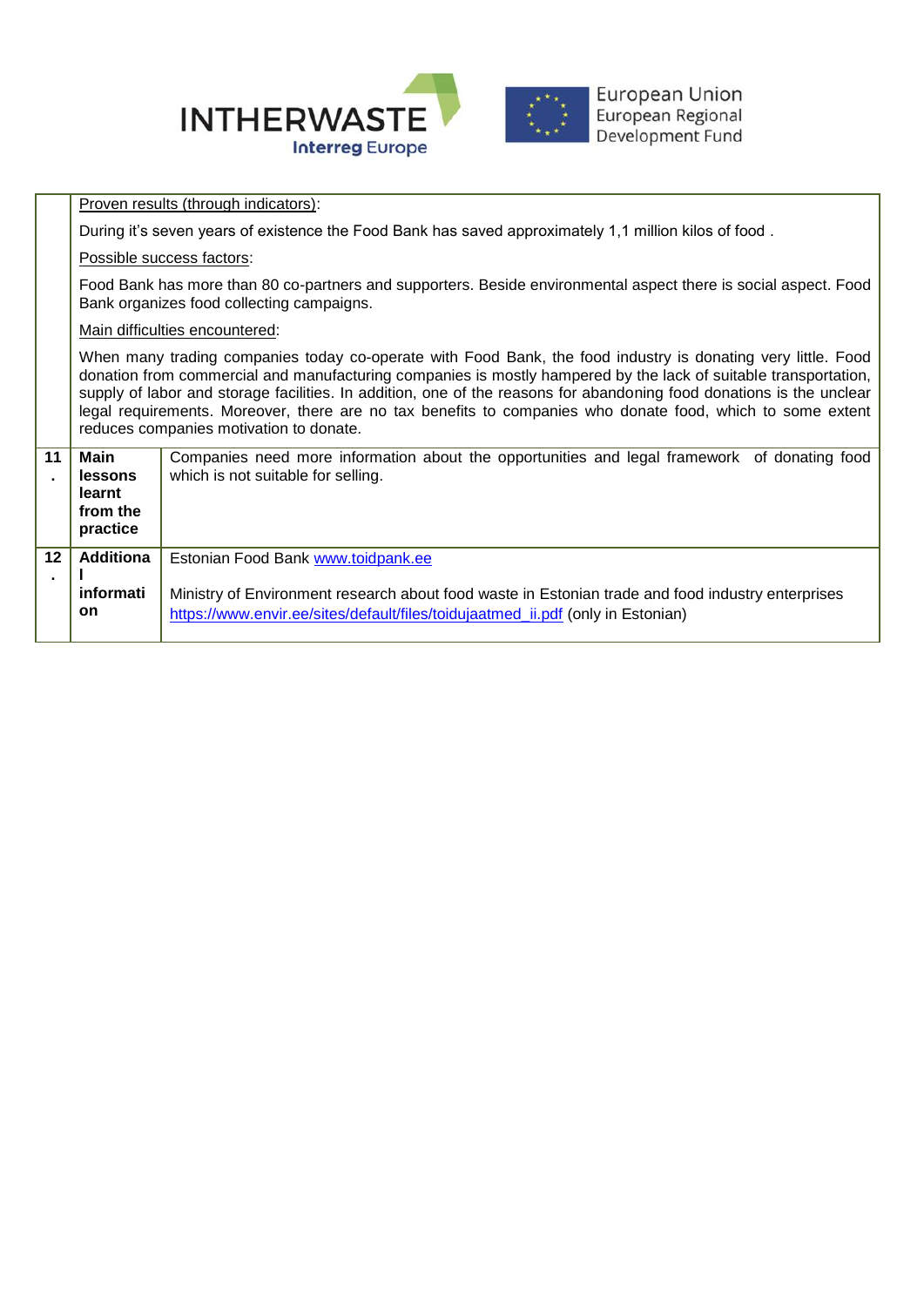| | | |
|---|---|---|
| | Proven results (through indicators):<br><br>During it's seven years of existence the Food Bank has saved approximately 1,1 million kilos of food .<br><br>Possible success factors:<br><br>Food Bank has more than 80 co-partners and supporters. Beside environmental aspect there is social aspect. Food Bank organizes food collecting campaigns.<br><br>Main difficulties encountered:<br><br>When many trading companies today co-operate with Food Bank, the food industry is donating very little. Food donation from commercial and manufacturing companies is mostly hampered by the lack of suitable transportation, supply of labor and storage facilities. In addition, one of the reasons for abandoning food donations is the unclear legal requirements. Moreover, there are no tax benefits to companies who donate food, which to some extent reduces companies motivation to donate. | |
| 11. | **Main lessons learnt from the practice** | Companies need more information about the opportunities and legal framework of donating food which is not suitable for selling. |
| 12. | **Additional information** | Estonian Food Bank www.toidpank.ee<br><br>Ministry of Environment research about food waste in Estonian trade and food industry enterprises https://www.envir.ee/sites/default/files/toidujaatmed_ii.pdf (only in Estonian) |